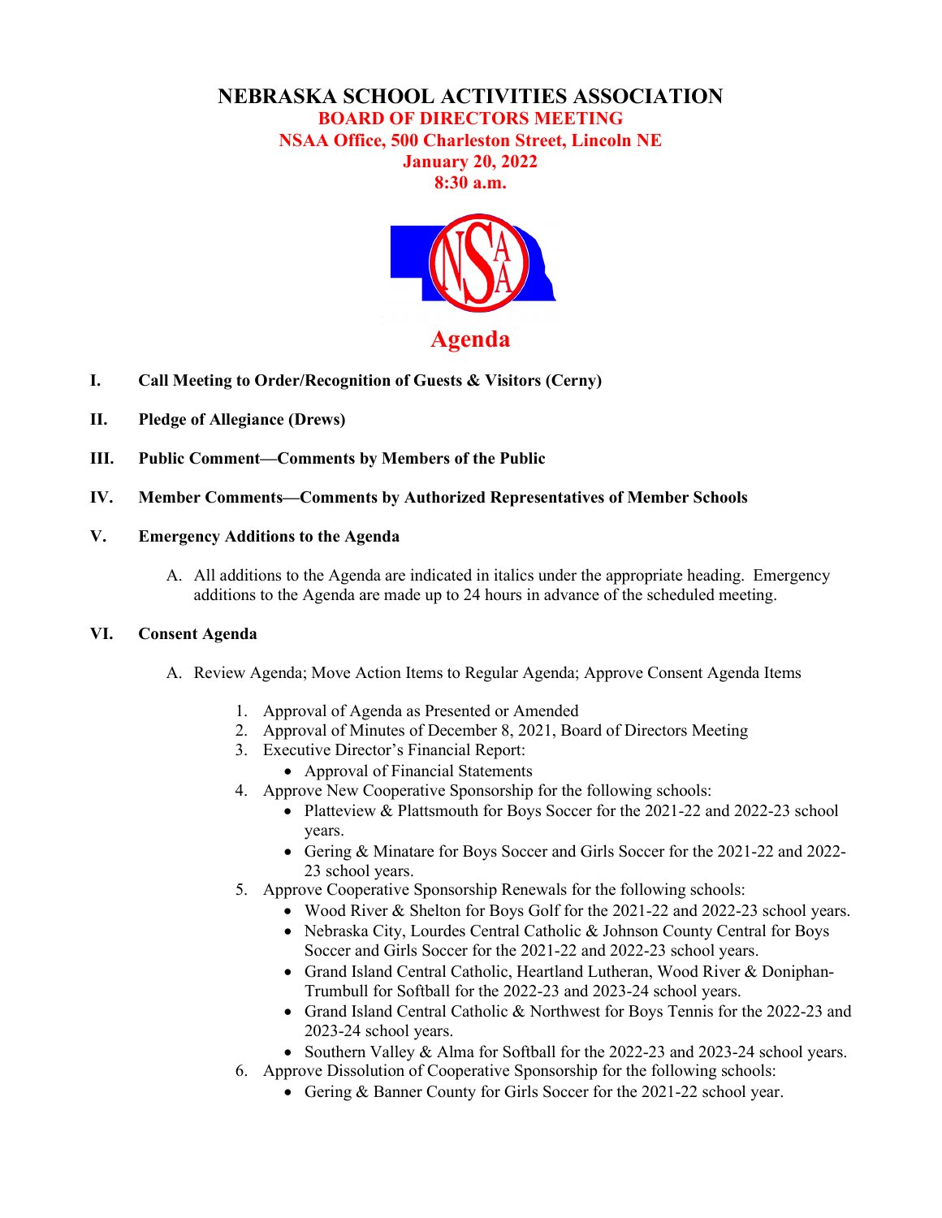# NEBRASKA SCHOOL ACTIVITIES ASSOCIATION

## BOARD OF DIRECTORS MEETING

**NSAA Office, 500 Charleston Street, Lincoln NE**
**January 20, 2022**
**8:30 a.m.**

## Agenda

**I. Call Meeting to Order/Recognition of Guests & Visitors (Cerny)**

**II. Pledge of Allegiance (Drews)**

**III. Public Comment—Comments by Members of the Public**

**IV. Member Comments—Comments by Authorized Representatives of Member Schools**

**V. Emergency Additions to the Agenda**

A. All additions to the Agenda are indicated in italics under the appropriate heading. Emergency additions to the Agenda are made up to 24 hours in advance of the scheduled meeting.

**VI. Consent Agenda**

A. Review Agenda; Move Action Items to Regular Agenda; Approve Consent Agenda Items

1. Approval of Agenda as Presented or Amended
2. Approval of Minutes of December 8, 2021, Board of Directors Meeting
3. Executive Director's Financial Report:
   - Approval of Financial Statements
4. Approve New Cooperative Sponsorship for the following schools:
   - Platteview & Plattsmouth for Boys Soccer for the 2021-22 and 2022-23 school years.
   - Gering & Minatare for Boys Soccer and Girls Soccer for the 2021-22 and 2022-23 school years.
5. Approve Cooperative Sponsorship Renewals for the following schools:
   - Wood River & Shelton for Boys Golf for the 2021-22 and 2022-23 school years.
   - Nebraska City, Lourdes Central Catholic & Johnson County Central for Boys Soccer and Girls Soccer for the 2021-22 and 2022-23 school years.
   - Grand Island Central Catholic, Heartland Lutheran, Wood River & Doniphan-Trumbull for Softball for the 2022-23 and 2023-24 school years.
   - Grand Island Central Catholic & Northwest for Boys Tennis for the 2022-23 and 2023-24 school years.
   - Southern Valley & Alma for Softball for the 2022-23 and 2023-24 school years.
6. Approve Dissolution of Cooperative Sponsorship for the following schools:
   - Gering & Banner County for Girls Soccer for the 2021-22 school year.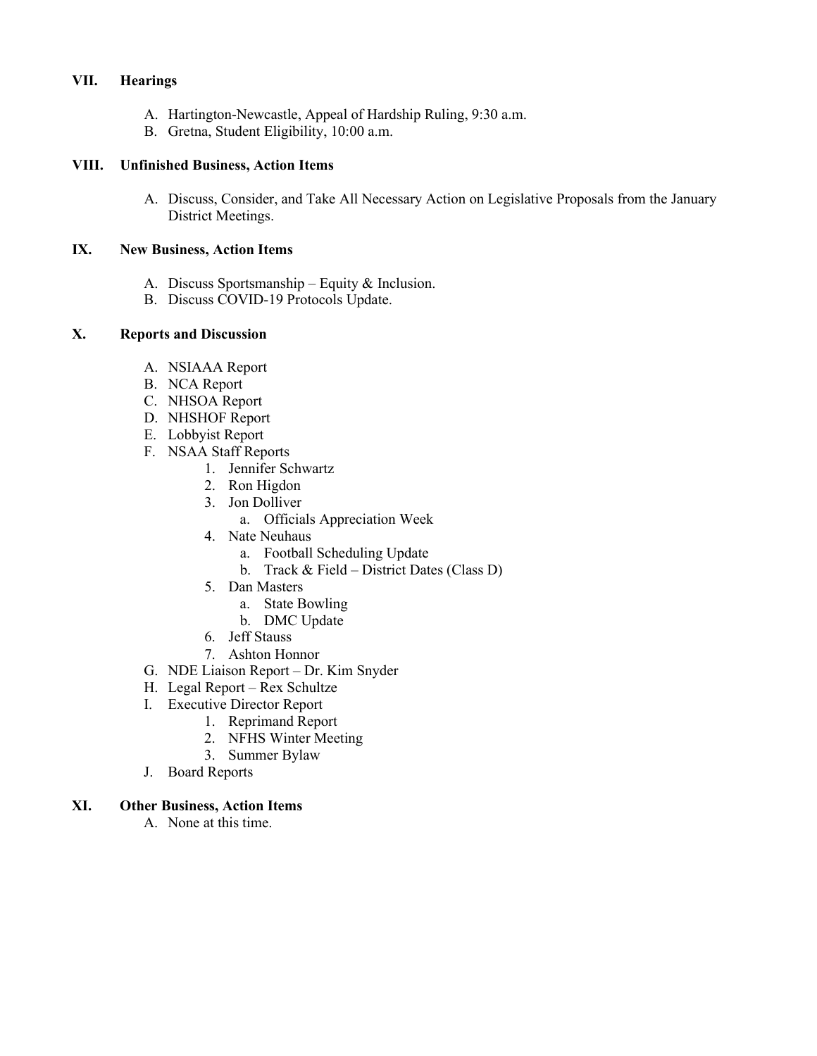## VII. Hearings

A. Hartington-Newcastle, Appeal of Hardship Ruling, 9:30 a.m.
B. Gretna, Student Eligibility, 10:00 a.m.

## VIII. Unfinished Business, Action Items

A. Discuss, Consider, and Take All Necessary Action on Legislative Proposals from the January District Meetings.

## IX. New Business, Action Items

A. Discuss Sportsmanship – Equity & Inclusion.
B. Discuss COVID-19 Protocols Update.

## X. Reports and Discussion

A. NSIAAA Report
B. NCA Report
C. NHSOA Report
D. NHSHOF Report
E. Lobbyist Report
F. NSAA Staff Reports
   1. Jennifer Schwartz
   2. Ron Higdon
   3. Jon Dolliver
      a. Officials Appreciation Week
   4. Nate Neuhaus
      a. Football Scheduling Update
      b. Track & Field – District Dates (Class D)
   5. Dan Masters
      a. State Bowling
      b. DMC Update
   6. Jeff Stauss
   7. Ashton Honnor
G. NDE Liaison Report – Dr. Kim Snyder
H. Legal Report – Rex Schultze
I. Executive Director Report
   1. Reprimand Report
   2. NFHS Winter Meeting
   3. Summer Bylaw
J. Board Reports

## XI. Other Business, Action Items

A. None at this time.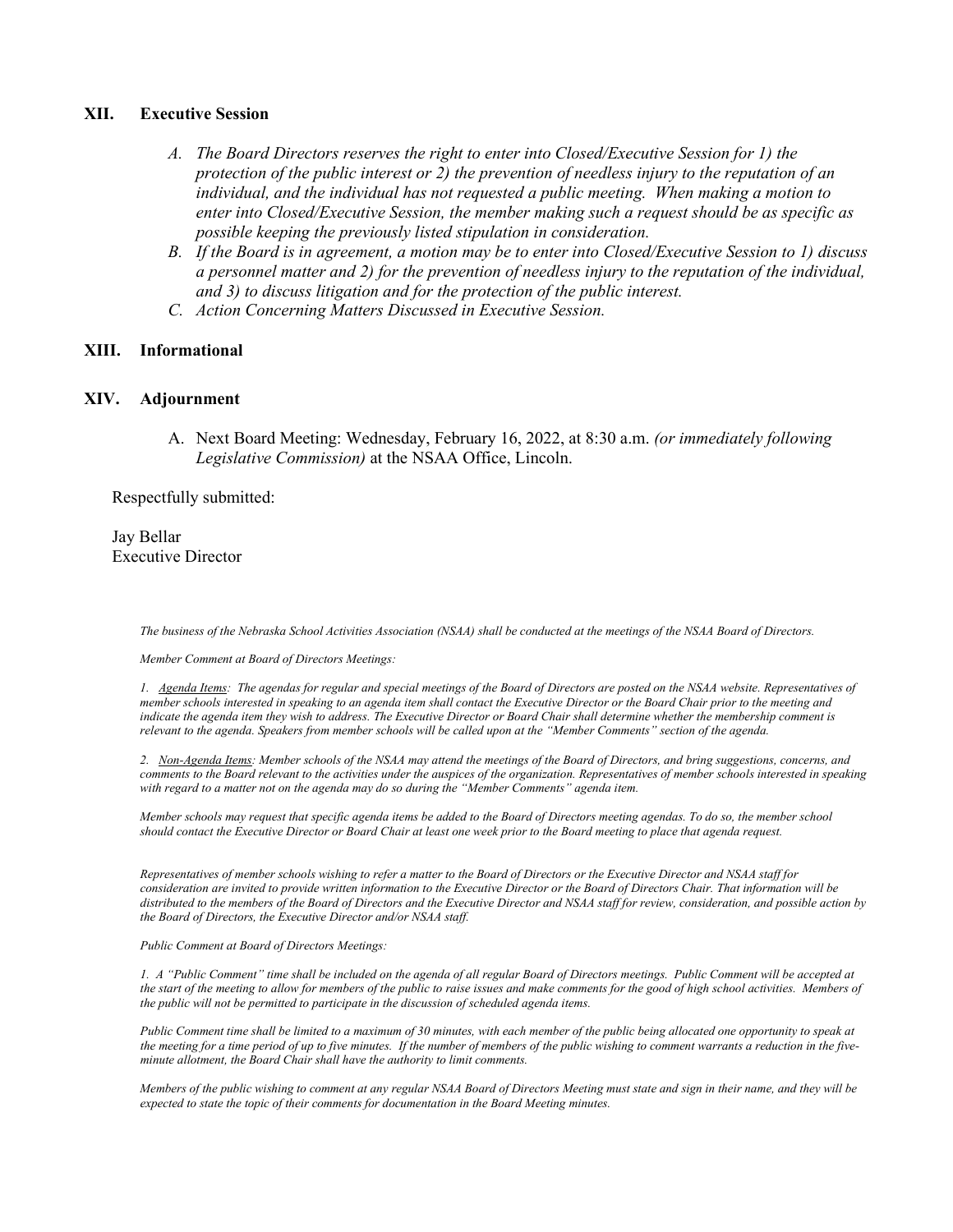## XII. Executive Session

A. *The Board Directors reserves the right to enter into Closed/Executive Session for 1) the protection of the public interest or 2) the prevention of needless injury to the reputation of an individual, and the individual has not requested a public meeting. When making a motion to enter into Closed/Executive Session, the member making such a request should be as specific as possible keeping the previously listed stipulation in consideration.*

B. *If the Board is in agreement, a motion may be to enter into Closed/Executive Session to 1) discuss a personnel matter and 2) for the prevention of needless injury to the reputation of the individual, and 3) to discuss litigation and for the protection of the public interest.*

C. *Action Concerning Matters Discussed in Executive Session.*

## XIII. Informational

## XIV. Adjournment

A. Next Board Meeting: Wednesday, February 16, 2022, at 8:30 a.m. *(or immediately following Legislative Commission)* at the NSAA Office, Lincoln.

Respectfully submitted:

Jay Bellar
Executive Director

*The business of the Nebraska School Activities Association (NSAA) shall be conducted at the meetings of the NSAA Board of Directors.*

*Member Comment at Board of Directors Meetings:*

*1. Agenda Items: The agendas for regular and special meetings of the Board of Directors are posted on the NSAA website. Representatives of member schools interested in speaking to an agenda item shall contact the Executive Director or the Board Chair prior to the meeting and indicate the agenda item they wish to address. The Executive Director or Board Chair shall determine whether the membership comment is relevant to the agenda. Speakers from member schools will be called upon at the "Member Comments" section of the agenda.*

*2. Non-Agenda Items: Member schools of the NSAA may attend the meetings of the Board of Directors, and bring suggestions, concerns, and comments to the Board relevant to the activities under the auspices of the organization. Representatives of member schools interested in speaking with regard to a matter not on the agenda may do so during the "Member Comments" agenda item.*

*Member schools may request that specific agenda items be added to the Board of Directors meeting agendas. To do so, the member school should contact the Executive Director or Board Chair at least one week prior to the Board meeting to place that agenda request.*

*Representatives of member schools wishing to refer a matter to the Board of Directors or the Executive Director and NSAA staff for consideration are invited to provide written information to the Executive Director or the Board of Directors Chair. That information will be distributed to the members of the Board of Directors and the Executive Director and NSAA staff for review, consideration, and possible action by the Board of Directors, the Executive Director and/or NSAA staff.*

*Public Comment at Board of Directors Meetings:*

*1. A "Public Comment" time shall be included on the agenda of all regular Board of Directors meetings. Public Comment will be accepted at the start of the meeting to allow for members of the public to raise issues and make comments for the good of high school activities. Members of the public will not be permitted to participate in the discussion of scheduled agenda items.*

*Public Comment time shall be limited to a maximum of 30 minutes, with each member of the public being allocated one opportunity to speak at the meeting for a time period of up to five minutes. If the number of members of the public wishing to comment warrants a reduction in the five-minute allotment, the Board Chair shall have the authority to limit comments.*

*Members of the public wishing to comment at any regular NSAA Board of Directors Meeting must state and sign in their name, and they will be expected to state the topic of their comments for documentation in the Board Meeting minutes.*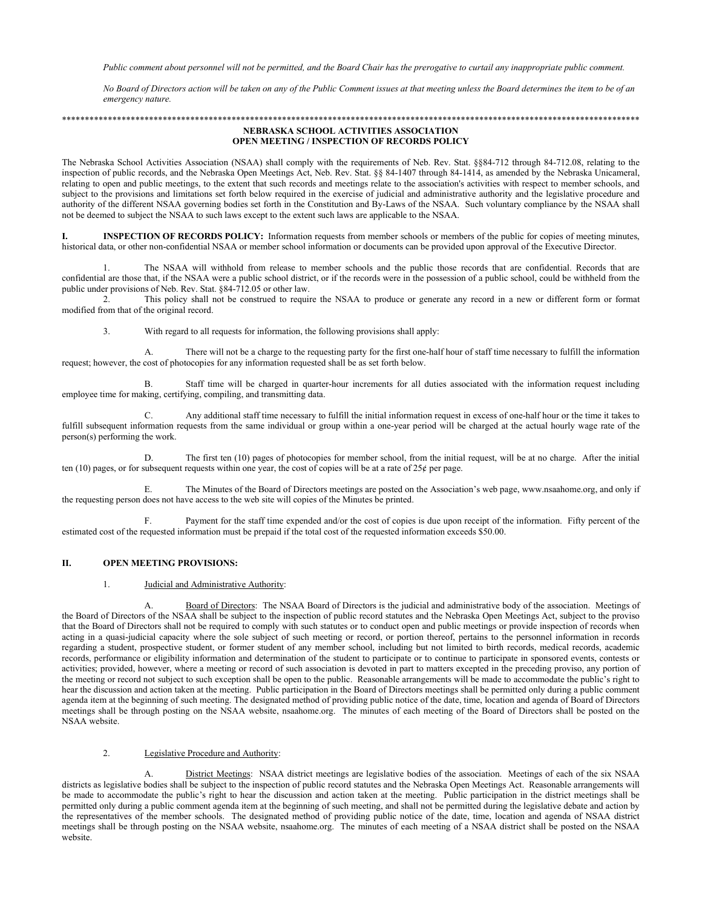*Public comment about personnel will not be permitted, and the Board Chair has the prerogative to curtail any inappropriate public comment.*

*No Board of Directors action will be taken on any of the Public Comment issues at that meeting unless the Board determines the item to be of an emergency nature.*

************************************************************************************************************************************

**NEBRASKA SCHOOL ACTIVITIES ASSOCIATION**
**OPEN MEETING / INSPECTION OF RECORDS POLICY**

The Nebraska School Activities Association (NSAA) shall comply with the requirements of Neb. Rev. Stat. §§84-712 through 84-712.08, relating to the inspection of public records, and the Nebraska Open Meetings Act, Neb. Rev. Stat. §§ 84-1407 through 84-1414, as amended by the Nebraska Unicameral, relating to open and public meetings, to the extent that such records and meetings relate to the association's activities with respect to member schools, and subject to the provisions and limitations set forth below required in the exercise of judicial and administrative authority and the legislative procedure and authority of the different NSAA governing bodies set forth in the Constitution and By-Laws of the NSAA. Such voluntary compliance by the NSAA shall not be deemed to subject the NSAA to such laws except to the extent such laws are applicable to the NSAA.

**I. INSPECTION OF RECORDS POLICY:** Information requests from member schools or members of the public for copies of meeting minutes, historical data, or other non-confidential NSAA or member school information or documents can be provided upon approval of the Executive Director.

1. The NSAA will withhold from release to member schools and the public those records that are confidential. Records that are confidential are those that, if the NSAA were a public school district, or if the records were in the possession of a public school, could be withheld from the public under provisions of Neb. Rev. Stat. §84-712.05 or other law.

2. This policy shall not be construed to require the NSAA to produce or generate any record in a new or different form or format modified from that of the original record.

3. With regard to all requests for information, the following provisions shall apply:

A. There will not be a charge to the requesting party for the first one-half hour of staff time necessary to fulfill the information request; however, the cost of photocopies for any information requested shall be as set forth below.

B. Staff time will be charged in quarter-hour increments for all duties associated with the information request including employee time for making, certifying, compiling, and transmitting data.

C. Any additional staff time necessary to fulfill the initial information request in excess of one-half hour or the time it takes to fulfill subsequent information requests from the same individual or group within a one-year period will be charged at the actual hourly wage rate of the person(s) performing the work.

D. The first ten (10) pages of photocopies for member school, from the initial request, will be at no charge. After the initial ten (10) pages, or for subsequent requests within one year, the cost of copies will be at a rate of 25¢ per page.

E. The Minutes of the Board of Directors meetings are posted on the Association's web page, www.nsaahome.org, and only if the requesting person does not have access to the web site will copies of the Minutes be printed.

F. Payment for the staff time expended and/or the cost of copies is due upon receipt of the information. Fifty percent of the estimated cost of the requested information must be prepaid if the total cost of the requested information exceeds $50.00.

**II. OPEN MEETING PROVISIONS:**

1. Judicial and Administrative Authority:

A. Board of Directors: The NSAA Board of Directors is the judicial and administrative body of the association. Meetings of the Board of Directors of the NSAA shall be subject to the inspection of public record statutes and the Nebraska Open Meetings Act, subject to the proviso that the Board of Directors shall not be required to comply with such statutes or to conduct open and public meetings or provide inspection of records when acting in a quasi-judicial capacity where the sole subject of such meeting or record, or portion thereof, pertains to the personnel information in records regarding a student, prospective student, or former student of any member school, including but not limited to birth records, medical records, academic records, performance or eligibility information and determination of the student to participate or to continue to participate in sponsored events, contests or activities; provided, however, where a meeting or record of such association is devoted in part to matters excepted in the preceding proviso, any portion of the meeting or record not subject to such exception shall be open to the public. Reasonable arrangements will be made to accommodate the public's right to hear the discussion and action taken at the meeting. Public participation in the Board of Directors meetings shall be permitted only during a public comment agenda item at the beginning of such meeting. The designated method of providing public notice of the date, time, location and agenda of Board of Directors meetings shall be through posting on the NSAA website, nsaahome.org. The minutes of each meeting of the Board of Directors shall be posted on the NSAA website.

2. Legislative Procedure and Authority:

A. District Meetings: NSAA district meetings are legislative bodies of the association. Meetings of each of the six NSAA districts as legislative bodies shall be subject to the inspection of public record statutes and the Nebraska Open Meetings Act. Reasonable arrangements will be made to accommodate the public's right to hear the discussion and action taken at the meeting. Public participation in the district meetings shall be permitted only during a public comment agenda item at the beginning of such meeting, and shall not be permitted during the legislative debate and action by the representatives of the member schools. The designated method of providing public notice of the date, time, location and agenda of NSAA district meetings shall be through posting on the NSAA website, nsaahome.org. The minutes of each meeting of a NSAA district shall be posted on the NSAA website.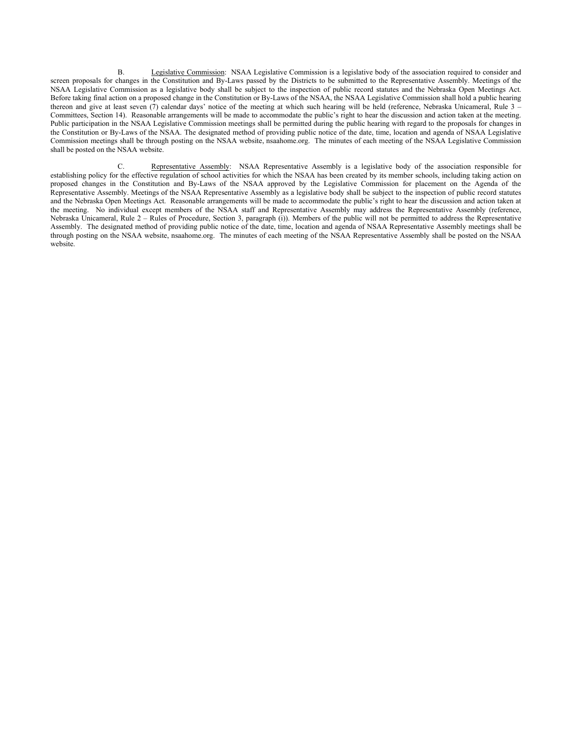B. <u>Legislative Commission</u>: NSAA Legislative Commission is a legislative body of the association required to consider and screen proposals for changes in the Constitution and By-Laws passed by the Districts to be submitted to the Representative Assembly. Meetings of the NSAA Legislative Commission as a legislative body shall be subject to the inspection of public record statutes and the Nebraska Open Meetings Act. Before taking final action on a proposed change in the Constitution or By-Laws of the NSAA, the NSAA Legislative Commission shall hold a public hearing thereon and give at least seven (7) calendar days' notice of the meeting at which such hearing will be held (reference, Nebraska Unicameral, Rule 3 – Committees, Section 14). Reasonable arrangements will be made to accommodate the public's right to hear the discussion and action taken at the meeting. Public participation in the NSAA Legislative Commission meetings shall be permitted during the public hearing with regard to the proposals for changes in the Constitution or By-Laws of the NSAA. The designated method of providing public notice of the date, time, location and agenda of NSAA Legislative Commission meetings shall be through posting on the NSAA website, nsaahome.org. The minutes of each meeting of the NSAA Legislative Commission shall be posted on the NSAA website.

C. <u>Representative Assembly</u>: NSAA Representative Assembly is a legislative body of the association responsible for establishing policy for the effective regulation of school activities for which the NSAA has been created by its member schools, including taking action on proposed changes in the Constitution and By-Laws of the NSAA approved by the Legislative Commission for placement on the Agenda of the Representative Assembly. Meetings of the NSAA Representative Assembly as a legislative body shall be subject to the inspection of public record statutes and the Nebraska Open Meetings Act. Reasonable arrangements will be made to accommodate the public's right to hear the discussion and action taken at the meeting. No individual except members of the NSAA staff and Representative Assembly may address the Representative Assembly (reference, Nebraska Unicameral, Rule 2 – Rules of Procedure, Section 3, paragraph (i)). Members of the public will not be permitted to address the Representative Assembly. The designated method of providing public notice of the date, time, location and agenda of NSAA Representative Assembly meetings shall be through posting on the NSAA website, nsaahome.org. The minutes of each meeting of the NSAA Representative Assembly shall be posted on the NSAA website.